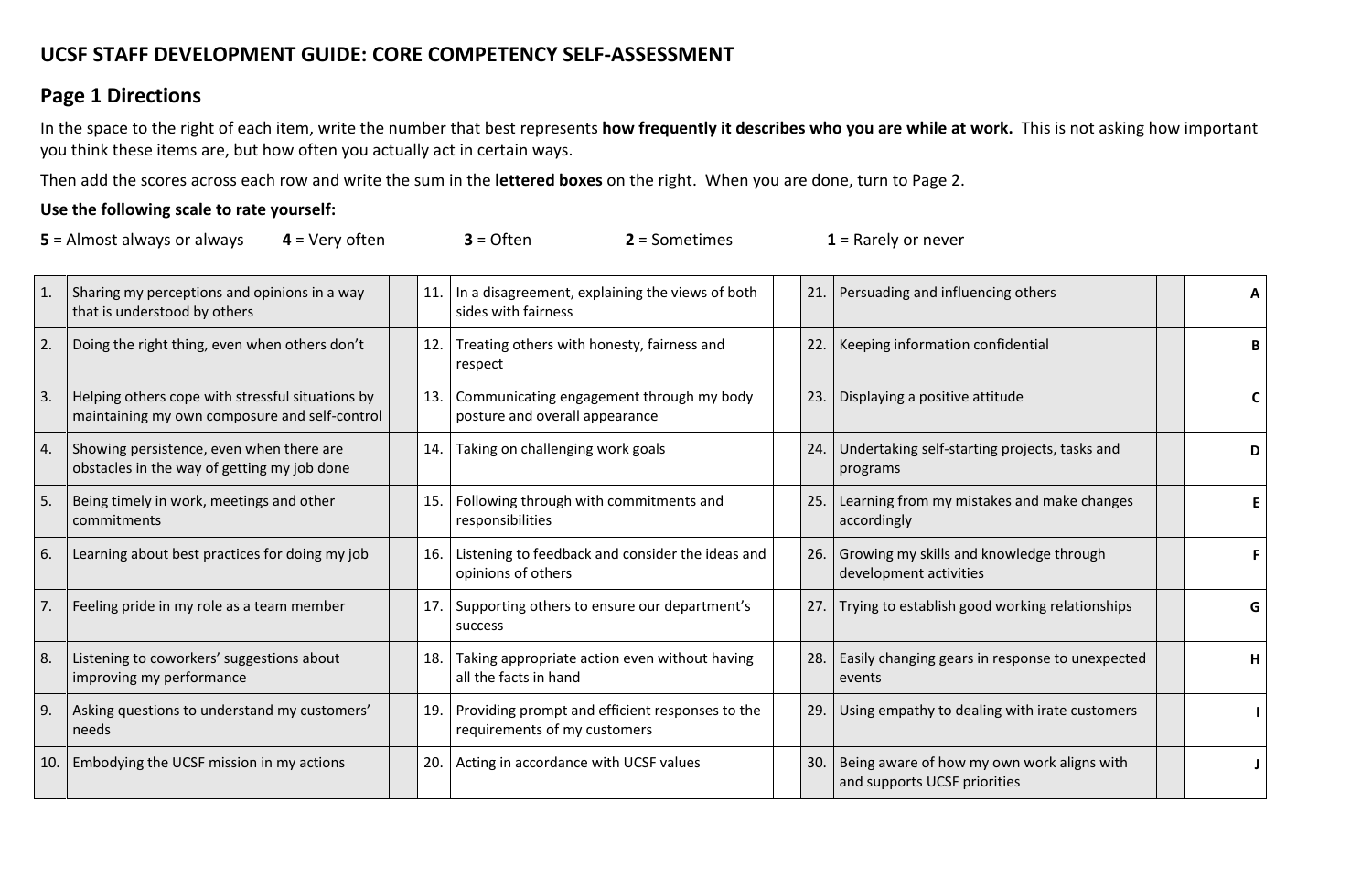## UCSF STAFF DEVELOPMENT GUIDE: CORE COMPETENCY SELF-ASSESSMENT

### Page 1 Directions

In the space to the right of each item, write the number that best represents **how frequently it describes who you are while at work.** This is not asking how important you think these items are, but how often you actually act in certain ways.

Then add the scores across each row and write the sum in the **lettered boxes** on the right. When you are done, turn to Page 2.

**Use the following scale to rate yourself:**

**5** = Almost always or always **4** = Very often **3** = Often **2** = Sometimes **1** = Rarely or never

| # | Item | Score | # | Item | Score | # | Item | Score | Sum |
|---|---|---|---|---|---|---|---|---|---|
| 1. | Sharing my perceptions and opinions in a way that is understood by others | | 11. | In a disagreement, explaining the views of both sides with fairness | | 21. | Persuading and influencing others | | A |
| 2. | Doing the right thing, even when others don't | | 12. | Treating others with honesty, fairness and respect | | 22. | Keeping information confidential | | B |
| 3. | Helping others cope with stressful situations by maintaining my own composure and self-control | | 13. | Communicating engagement through my body posture and overall appearance | | 23. | Displaying a positive attitude | | C |
| 4. | Showing persistence, even when there are obstacles in the way of getting my job done | | 14. | Taking on challenging work goals | | 24. | Undertaking self-starting projects, tasks and programs | | D |
| 5. | Being timely in work, meetings and other commitments | | 15. | Following through with commitments and responsibilities | | 25. | Learning from my mistakes and make changes accordingly | | E |
| 6. | Learning about best practices for doing my job | | 16. | Listening to feedback and consider the ideas and opinions of others | | 26. | Growing my skills and knowledge through development activities | | F |
| 7. | Feeling pride in my role as a team member | | 17. | Supporting others to ensure our department's success | | 27. | Trying to establish good working relationships | | G |
| 8. | Listening to coworkers' suggestions about improving my performance | | 18. | Taking appropriate action even without having all the facts in hand | | 28. | Easily changing gears in response to unexpected events | | H |
| 9. | Asking questions to understand my customers' needs | | 19. | Providing prompt and efficient responses to the requirements of my customers | | 29. | Using empathy to dealing with irate customers | | I |
| 10. | Embodying the UCSF mission in my actions | | 20. | Acting in accordance with UCSF values | | 30. | Being aware of how my own work aligns with and supports UCSF priorities | | J |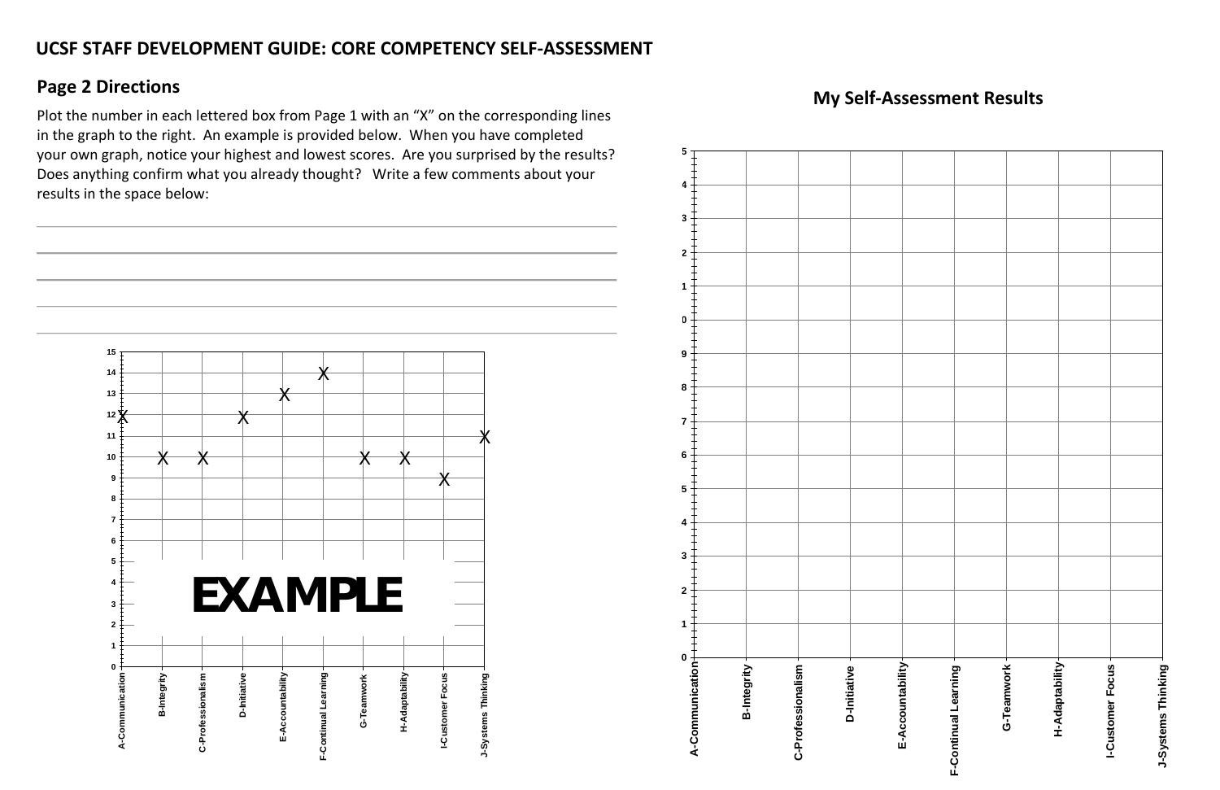## UCSF STAFF DEVELOPMENT GUIDE: CORE COMPETENCY SELF-ASSESSMENT

### Page 2 Directions

Plot the number in each lettered box from Page 1 with an "X" on the corresponding lines in the graph to the right. An example is provided below. When you have completed your own graph, notice your highest and lowest scores. Are you surprised by the results? Does anything confirm what you already thought? Write a few comments about your results in the space below:

EXAMPLE

15
14
13
12
11
10
9
8
7
6
5
4
3
2
1
0

X X X X X X X X X X

A-Communication
B-Integrity
C-Professionalism
D-Initiative
E-Accountability
F-Continual Learning
G-Teamwork
H-Adaptability
I-Customer Focus
J-Systems Thinking

### My Self-Assessment Results

5
4
3
2
1
0
9
8
7
6
5
4
3
2
1
0

A-Communication
B-Integrity
C-Professionalism
D-Initiative
E-Accountability
F-Continual Learning
G-Teamwork
H-Adaptability
I-Customer Focus
J-Systems Thinking